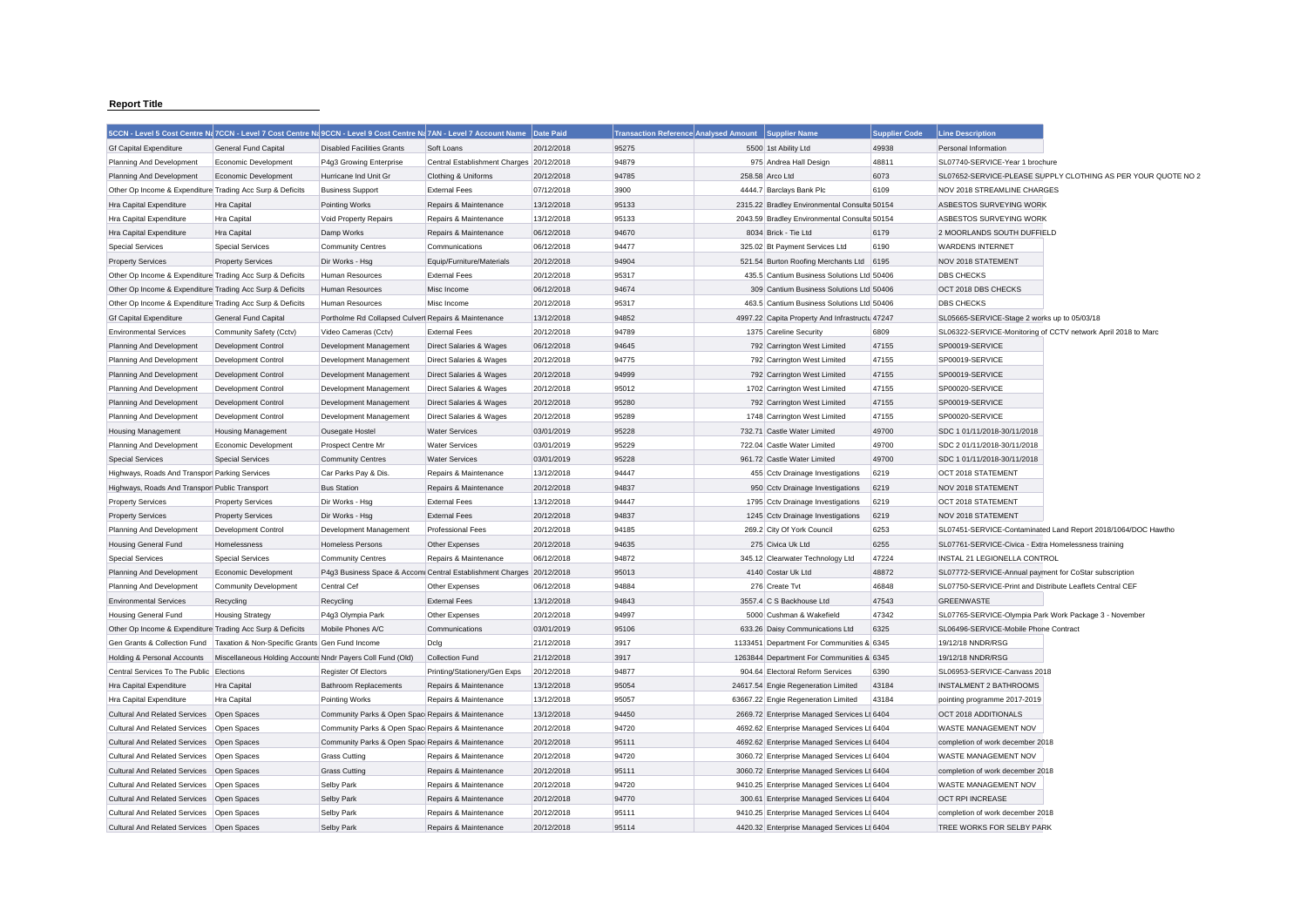**Report Title**

| 5CCN - Level 5 Cost Centre Na | 7CCN - Level 7 Cost Centre Na | 9CCN - Level 9 Cost Centre Na | 7AN - Level 7 Account Name | Date Paid | Transaction Reference | Analysed Amount | Supplier Name | Supplier Code | Line Description |
|---|---|---|---|---|---|---|---|---|---|
| Gf Capital Expenditure | General Fund Capital | Disabled Facilities Grants | Soft Loans | 20/12/2018 | 95275 | 5500 | 1st Ability Ltd | 49938 | Personal Information |
| Planning And Development | Economic Development | P4g3 Growing Enterprise | Central Establishment Charges | 20/12/2018 | 94879 | 975 | Andrea Hall Design | 48811 | SL07740-SERVICE-Year 1 brochure |
| Planning And Development | Economic Development | Hurricane Ind Unit Gr | Clothing & Uniforms | 20/12/2018 | 94785 | 258.58 | Arco Ltd | 6073 | SL07652-SERVICE-PLEASE SUPPLY CLOTHING AS PER YOUR QUOTE NO 2 |
| Other Op Income & Expenditure | Trading Acc Surp & Deficits | Business Support | External Fees | 07/12/2018 | 3900 | 4444.7 | Barclays Bank Plc | 6109 | NOV 2018 STREAMLINE CHARGES |
| Hra Capital Expenditure | Hra Capital | Pointing Works | Repairs & Maintenance | 13/12/2018 | 95133 | 2315.22 | Bradley Environmental Consulta | 50154 | ASBESTOS SURVEYING WORK |
| Hra Capital Expenditure | Hra Capital | Void Property Repairs | Repairs & Maintenance | 13/12/2018 | 95133 | 2043.59 | Bradley Environmental Consulta | 50154 | ASBESTOS SURVEYING WORK |
| Hra Capital Expenditure | Hra Capital | Damp Works | Repairs & Maintenance | 06/12/2018 | 94670 | 8034 | Brick - Tie Ltd | 6179 | 2 MOORLANDS SOUTH DUFFIELD |
| Special Services | Special Services | Community Centres | Communications | 06/12/2018 | 94477 | 325.02 | Bt Payment Services Ltd | 6190 | WARDENS INTERNET |
| Property Services | Property Services | Dir Works - Hsg | Equip/Furniture/Materials | 20/12/2018 | 94904 | 521.54 | Burton Roofing Merchants Ltd | 6195 | NOV 2018 STATEMENT |
| Other Op Income & Expenditure | Trading Acc Surp & Deficits | Human Resources | External Fees | 20/12/2018 | 95317 | 435.5 | Cantium Business Solutions Ltd | 50406 | DBS CHECKS |
| Other Op Income & Expenditure | Trading Acc Surp & Deficits | Human Resources | Misc Income | 06/12/2018 | 94674 | 309 | Cantium Business Solutions Ltd | 50406 | OCT 2018 DBS CHECKS |
| Other Op Income & Expenditure | Trading Acc Surp & Deficits | Human Resources | Misc Income | 20/12/2018 | 95317 | 463.5 | Cantium Business Solutions Ltd | 50406 | DBS CHECKS |
| Gf Capital Expenditure | General Fund Capital | Portholme Rd Collapsed Culvert | Repairs & Maintenance | 13/12/2018 | 94852 | 4997.22 | Capita Property And Infrastructu | 47247 | SL05665-SERVICE-Stage 2 works up to 05/03/18 |
| Environmental Services | Community Safety (Cctv) | Video Cameras (Cctv) | External Fees | 20/12/2018 | 94789 | 1375 | Careline Security | 6809 | SL06322-SERVICE-Monitoring of CCTV network April 2018 to Marc |
| Planning And Development | Development Control | Development Management | Direct Salaries & Wages | 06/12/2018 | 94645 | 792 | Carrington West Limited | 47155 | SP00019-SERVICE |
| Planning And Development | Development Control | Development Management | Direct Salaries & Wages | 20/12/2018 | 94775 | 792 | Carrington West Limited | 47155 | SP00019-SERVICE |
| Planning And Development | Development Control | Development Management | Direct Salaries & Wages | 20/12/2018 | 94999 | 792 | Carrington West Limited | 47155 | SP00019-SERVICE |
| Planning And Development | Development Control | Development Management | Direct Salaries & Wages | 20/12/2018 | 95012 | 1702 | Carrington West Limited | 47155 | SP00020-SERVICE |
| Planning And Development | Development Control | Development Management | Direct Salaries & Wages | 20/12/2018 | 95280 | 792 | Carrington West Limited | 47155 | SP00019-SERVICE |
| Planning And Development | Development Control | Development Management | Direct Salaries & Wages | 20/12/2018 | 95289 | 1748 | Carrington West Limited | 47155 | SP00020-SERVICE |
| Housing Management | Housing Management | Ousegate Hostel | Water Services | 03/01/2019 | 95228 | 732.71 | Castle Water Limited | 49700 | SDC 1 01/11/2018-30/11/2018 |
| Planning And Development | Economic Development | Prospect Centre Mr | Water Services | 03/01/2019 | 95229 | 722.04 | Castle Water Limited | 49700 | SDC 2 01/11/2018-30/11/2018 |
| Special Services | Special Services | Community Centres | Water Services | 03/01/2019 | 95228 | 961.72 | Castle Water Limited | 49700 | SDC 1 01/11/2018-30/11/2018 |
| Highways, Roads And Transport | Parking Services | Car Parks Pay & Dis. | Repairs & Maintenance | 13/12/2018 | 94447 | 455 | Cctv Drainage Investigations | 6219 | OCT 2018 STATEMENT |
| Highways, Roads And Transport | Public Transport | Bus Station | Repairs & Maintenance | 20/12/2018 | 94837 | 950 | Cctv Drainage Investigations | 6219 | NOV 2018 STATEMENT |
| Property Services | Property Services | Dir Works - Hsg | External Fees | 13/12/2018 | 94447 | 1795 | Cctv Drainage Investigations | 6219 | OCT 2018 STATEMENT |
| Property Services | Property Services | Dir Works - Hsg | External Fees | 20/12/2018 | 94837 | 1245 | Cctv Drainage Investigations | 6219 | NOV 2018 STATEMENT |
| Planning And Development | Development Control | Development Management | Professional Fees | 20/12/2018 | 94185 | 269.2 | City Of York Council | 6253 | SL07451-SERVICE-Contaminated Land Report 2018/1064/DOC Hawtho |
| Housing General Fund | Homelessness | Homeless Persons | Other Expenses | 20/12/2018 | 94635 | 275 | Civica Uk Ltd | 6255 | SL07761-SERVICE-Civica - Extra Homelessness training |
| Special Services | Special Services | Community Centres | Repairs & Maintenance | 06/12/2018 | 94872 | 345.12 | Clearwater Technology Ltd | 47224 | INSTAL 21 LEGIONELLA CONTROL |
| Planning And Development | Economic Development | P4g3 Business Space & Accom | Central Establishment Charges | 20/12/2018 | 95013 | 4140 | Costar Uk Ltd | 48872 | SL07772-SERVICE-Annual payment for CoStar subscription |
| Planning And Development | Community Development | Central Cef | Other Expenses | 06/12/2018 | 94884 | 276 | Create Tvt | 46848 | SL07750-SERVICE-Print and Distribute Leaflets Central CEF |
| Environmental Services | Recycling | Recycling | External Fees | 13/12/2018 | 94843 | 3557.4 | C S Backhouse Ltd | 47543 | GREENWASTE |
| Housing General Fund | Housing Strategy | P4g3 Olympia Park | Other Expenses | 20/12/2018 | 94997 | 5000 | Cushman & Wakefield | 47342 | SL07765-SERVICE-Olympia Park Work Package 3 - November |
| Other Op Income & Expenditure | Trading Acc Surp & Deficits | Mobile Phones A/C | Communications | 03/01/2019 | 95106 | 633.26 | Daisy Communications Ltd | 6325 | SL06496-SERVICE-Mobile Phone Contract |
| Gen Grants & Collection Fund | Taxation & Non-Specific Grants | Gen Fund Income | Dclg | 21/12/2018 | 3917 | 1133451 | Department For Communities & | 6345 | 19/12/18 NNDR/RSG |
| Holding & Personal Accounts | Miscellaneous Holding Accounts | Nndr Payers Coll Fund (Old) | Collection Fund | 21/12/2018 | 3917 | 1263844 | Department For Communities & | 6345 | 19/12/18 NNDR/RSG |
| Central Services To The Public | Elections | Register Of Electors | Printing/Stationery/Gen Exps | 20/12/2018 | 94877 | 904.64 | Electoral Reform Services | 6390 | SL06953-SERVICE-Canvass 2018 |
| Hra Capital Expenditure | Hra Capital | Bathroom Replacements | Repairs & Maintenance | 13/12/2018 | 95054 | 24617.54 | Engie Regeneration Limited | 43184 | INSTALMENT 2 BATHROOMS |
| Hra Capital Expenditure | Hra Capital | Pointing Works | Repairs & Maintenance | 13/12/2018 | 95057 | 63667.22 | Engie Regeneration Limited | 43184 | pointing programme 2017-2019 |
| Cultural And Related Services | Open Spaces | Community Parks & Open Spac | Repairs & Maintenance | 13/12/2018 | 94450 | 2669.72 | Enterprise Managed Services Lt | 6404 | OCT 2018 ADDITIONALS |
| Cultural And Related Services | Open Spaces | Community Parks & Open Spac | Repairs & Maintenance | 20/12/2018 | 94720 | 4692.62 | Enterprise Managed Services Lt | 6404 | WASTE MANAGEMENT NOV |
| Cultural And Related Services | Open Spaces | Community Parks & Open Spac | Repairs & Maintenance | 20/12/2018 | 95111 | 4692.62 | Enterprise Managed Services Lt | 6404 | completion of work december 2018 |
| Cultural And Related Services | Open Spaces | Grass Cutting | Repairs & Maintenance | 20/12/2018 | 94720 | 3060.72 | Enterprise Managed Services Lt | 6404 | WASTE MANAGEMENT NOV |
| Cultural And Related Services | Open Spaces | Grass Cutting | Repairs & Maintenance | 20/12/2018 | 95111 | 3060.72 | Enterprise Managed Services Lt | 6404 | completion of work december 2018 |
| Cultural And Related Services | Open Spaces | Selby Park | Repairs & Maintenance | 20/12/2018 | 94720 | 9410.25 | Enterprise Managed Services Lt | 6404 | WASTE MANAGEMENT NOV |
| Cultural And Related Services | Open Spaces | Selby Park | Repairs & Maintenance | 20/12/2018 | 94770 | 300.61 | Enterprise Managed Services Lt | 6404 | OCT RPI INCREASE |
| Cultural And Related Services | Open Spaces | Selby Park | Repairs & Maintenance | 20/12/2018 | 95111 | 9410.25 | Enterprise Managed Services Lt | 6404 | completion of work december 2018 |
| Cultural And Related Services | Open Spaces | Selby Park | Repairs & Maintenance | 20/12/2018 | 95114 | 4420.32 | Enterprise Managed Services Lt | 6404 | TREE WORKS FOR SELBY PARK |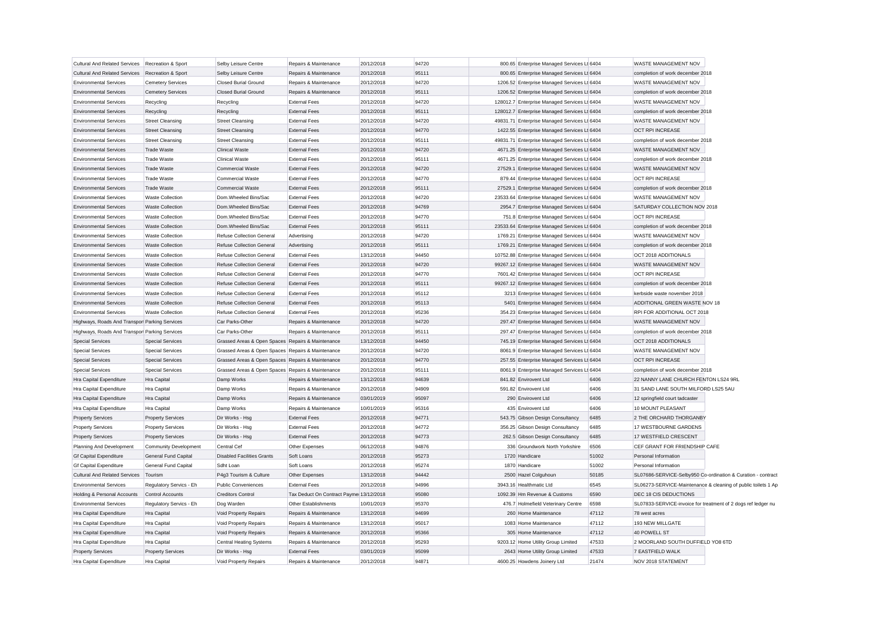| | | | | | | | | | |
|---|---|---|---|---|---|---|---|---|---|
| Cultural And Related Services | Recreation & Sport | Selby Leisure Centre | Repairs & Maintenance | 20/12/2018 | 94720 | 800.65 | Enterprise Managed Services Lt | 6404 | WASTE MANAGEMENT NOV |
| Cultural And Related Services | Recreation & Sport | Selby Leisure Centre | Repairs & Maintenance | 20/12/2018 | 95111 | 800.65 | Enterprise Managed Services Lt | 6404 | completion of work december 2018 |
| Environmental Services | Cemetery Services | Closed Burial Ground | Repairs & Maintenance | 20/12/2018 | 94720 | 1206.52 | Enterprise Managed Services Lt | 6404 | WASTE MANAGEMENT NOV |
| Environmental Services | Cemetery Services | Closed Burial Ground | Repairs & Maintenance | 20/12/2018 | 95111 | 1206.52 | Enterprise Managed Services Lt | 6404 | completion of work december 2018 |
| Environmental Services | Recycling | Recycling | External Fees | 20/12/2018 | 94720 | 128012.7 | Enterprise Managed Services Lt | 6404 | WASTE MANAGEMENT NOV |
| Environmental Services | Recycling | Recycling | External Fees | 20/12/2018 | 95111 | 128012.7 | Enterprise Managed Services Lt | 6404 | completion of work december 2018 |
| Environmental Services | Street Cleansing | Street Cleansing | External Fees | 20/12/2018 | 94720 | 49831.71 | Enterprise Managed Services Lt | 6404 | WASTE MANAGEMENT NOV |
| Environmental Services | Street Cleansing | Street Cleansing | External Fees | 20/12/2018 | 94770 | 1422.55 | Enterprise Managed Services Lt | 6404 | OCT RPI INCREASE |
| Environmental Services | Street Cleansing | Street Cleansing | External Fees | 20/12/2018 | 95111 | 49831.71 | Enterprise Managed Services Lt | 6404 | completion of work december 2018 |
| Environmental Services | Trade Waste | Clinical Waste | External Fees | 20/12/2018 | 94720 | 4671.25 | Enterprise Managed Services Lt | 6404 | WASTE MANAGEMENT NOV |
| Environmental Services | Trade Waste | Clinical Waste | External Fees | 20/12/2018 | 95111 | 4671.25 | Enterprise Managed Services Lt | 6404 | completion of work december 2018 |
| Environmental Services | Trade Waste | Commercial Waste | External Fees | 20/12/2018 | 94720 | 27529.1 | Enterprise Managed Services Lt | 6404 | WASTE MANAGEMENT NOV |
| Environmental Services | Trade Waste | Commercial Waste | External Fees | 20/12/2018 | 94770 | 879.44 | Enterprise Managed Services Lt | 6404 | OCT RPI INCREASE |
| Environmental Services | Trade Waste | Commercial Waste | External Fees | 20/12/2018 | 95111 | 27529.1 | Enterprise Managed Services Lt | 6404 | completion of work december 2018 |
| Environmental Services | Waste Collection | Dom.Wheeled Bins/Sac | External Fees | 20/12/2018 | 94720 | 23533.64 | Enterprise Managed Services Lt | 6404 | WASTE MANAGEMENT NOV |
| Environmental Services | Waste Collection | Dom.Wheeled Bins/Sac | External Fees | 20/12/2018 | 94769 | 2954.7 | Enterprise Managed Services Lt | 6404 | SATURDAY COLLECTION NOV 2018 |
| Environmental Services | Waste Collection | Dom.Wheeled Bins/Sac | External Fees | 20/12/2018 | 94770 | 751.8 | Enterprise Managed Services Lt | 6404 | OCT RPI INCREASE |
| Environmental Services | Waste Collection | Dom.Wheeled Bins/Sac | External Fees | 20/12/2018 | 95111 | 23533.64 | Enterprise Managed Services Lt | 6404 | completion of work december 2018 |
| Environmental Services | Waste Collection | Refuse Collection General | Advertising | 20/12/2018 | 94720 | 1769.21 | Enterprise Managed Services Lt | 6404 | WASTE MANAGEMENT NOV |
| Environmental Services | Waste Collection | Refuse Collection General | Advertising | 20/12/2018 | 95111 | 1769.21 | Enterprise Managed Services Lt | 6404 | completion of work december 2018 |
| Environmental Services | Waste Collection | Refuse Collection General | External Fees | 13/12/2018 | 94450 | 10752.88 | Enterprise Managed Services Lt | 6404 | OCT 2018 ADDITIONALS |
| Environmental Services | Waste Collection | Refuse Collection General | External Fees | 20/12/2018 | 94720 | 99267.12 | Enterprise Managed Services Lt | 6404 | WASTE MANAGEMENT NOV |
| Environmental Services | Waste Collection | Refuse Collection General | External Fees | 20/12/2018 | 94770 | 7601.42 | Enterprise Managed Services Lt | 6404 | OCT RPI INCREASE |
| Environmental Services | Waste Collection | Refuse Collection General | External Fees | 20/12/2018 | 95111 | 99267.12 | Enterprise Managed Services Lt | 6404 | completion of work december 2018 |
| Environmental Services | Waste Collection | Refuse Collection General | External Fees | 20/12/2018 | 95112 | 3213 | Enterprise Managed Services Lt | 6404 | kerbside waste november 2018 |
| Environmental Services | Waste Collection | Refuse Collection General | External Fees | 20/12/2018 | 95113 | 5401 | Enterprise Managed Services Lt | 6404 | ADDITIONAL GREEN WASTE NOV 18 |
| Environmental Services | Waste Collection | Refuse Collection General | External Fees | 20/12/2018 | 95236 | 354.23 | Enterprise Managed Services Lt | 6404 | RPI FOR ADDITIONAL OCT 2018 |
| Highways, Roads And Transport | Parking Services | Car Parks-Other | Repairs & Maintenance | 20/12/2018 | 94720 | 297.47 | Enterprise Managed Services Lt | 6404 | WASTE MANAGEMENT NOV |
| Highways, Roads And Transport | Parking Services | Car Parks-Other | Repairs & Maintenance | 20/12/2018 | 95111 | 297.47 | Enterprise Managed Services Lt | 6404 | completion of work december 2018 |
| Special Services | Special Services | Grassed Areas & Open Spaces | Repairs & Maintenance | 13/12/2018 | 94450 | 745.19 | Enterprise Managed Services Lt | 6404 | OCT 2018 ADDITIONALS |
| Special Services | Special Services | Grassed Areas & Open Spaces | Repairs & Maintenance | 20/12/2018 | 94720 | 8061.9 | Enterprise Managed Services Lt | 6404 | WASTE MANAGEMENT NOV |
| Special Services | Special Services | Grassed Areas & Open Spaces | Repairs & Maintenance | 20/12/2018 | 94770 | 257.55 | Enterprise Managed Services Lt | 6404 | OCT RPI INCREASE |
| Special Services | Special Services | Grassed Areas & Open Spaces | Repairs & Maintenance | 20/12/2018 | 95111 | 8061.9 | Enterprise Managed Services Lt | 6404 | completion of work december 2018 |
| Hra Capital Expenditure | Hra Capital | Damp Works | Repairs & Maintenance | 13/12/2018 | 94639 | 841.82 | Envirovent Ltd | 6406 | 22 NANNY LANE CHURCH FENTON LS24 9RL |
| Hra Capital Expenditure | Hra Capital | Damp Works | Repairs & Maintenance | 20/12/2018 | 94909 | 591.82 | Envirovent Ltd | 6406 | 31 SAND LANE SOUTH MILFORD LS25 5AU |
| Hra Capital Expenditure | Hra Capital | Damp Works | Repairs & Maintenance | 03/01/2019 | 95097 | 290 | Envirovent Ltd | 6406 | 12 springfield court tadcaster |
| Hra Capital Expenditure | Hra Capital | Damp Works | Repairs & Maintenance | 10/01/2019 | 95316 | 435 | Envirovent Ltd | 6406 | 10 MOUNT PLEASANT |
| Property Services | Property Services | Dir Works - Hsg | External Fees | 20/12/2018 | 94771 | 543.75 | Gibson Design Consultancy | 6485 | 2 THE ORCHARD THORGANBY |
| Property Services | Property Services | Dir Works - Hsg | External Fees | 20/12/2018 | 94772 | 356.25 | Gibson Design Consultancy | 6485 | 17 WESTBOURNE GARDENS |
| Property Services | Property Services | Dir Works - Hsg | External Fees | 20/12/2018 | 94773 | 262.5 | Gibson Design Consultancy | 6485 | 17 WESTFIELD CRESCENT |
| Planning And Development | Community Development | Central Cef | Other Expenses | 06/12/2018 | 94876 | 336 | Groundwork North Yorkshire | 6506 | CEF GRANT FOR FRIENDSHIP CAFE |
| Gf Capital Expenditure | General Fund Capital | Disabled Facilities Grants | Soft Loans | 20/12/2018 | 95273 | 1720 | Handicare | 51002 | Personal Information |
| Gf Capital Expenditure | General Fund Capital | Sdht Loan | Soft Loans | 20/12/2018 | 95274 | 1870 | Handicare | 51002 | Personal Information |
| Cultural And Related Services | Tourism | P4g3 Tourism & Culture | Other Expenses | 13/12/2018 | 94442 | 2500 | Hazel Colguhoun | 50185 | SL07686-SERVICE-Selby950 Co-ordination & Curation - contract |
| Environmental Services | Regulatory Servics - Eh | Public Conveniences | External Fees | 20/12/2018 | 94996 | 3943.16 | Healthmatic Ltd | 6545 | SL06273-SERVICE-Maintenance & cleaning of public toilets 1 Ap |
| Holding & Personal Accounts | Control Accounts | Creditors Control | Tax Deduct On Contract Payme | 13/12/2018 | 95080 | 1092.39 | Hm Revenue & Customs | 6590 | DEC 18 CIS DEDUCTIONS |
| Environmental Services | Regulatory Servics - Eh | Dog Warden | Other Establishments | 10/01/2019 | 95370 | 476.7 | Holmefield Veterinary Centre | 6598 | SL07833-SERVICE-invoice for treatment of 2 dogs ref ledger nu |
| Hra Capital Expenditure | Hra Capital | Void Property Repairs | Repairs & Maintenance | 13/12/2018 | 94699 | 260 | Home Maintenance | 47112 | 78 west acres |
| Hra Capital Expenditure | Hra Capital | Void Property Repairs | Repairs & Maintenance | 13/12/2018 | 95017 | 1083 | Home Maintenance | 47112 | 193 NEW MILLGATE |
| Hra Capital Expenditure | Hra Capital | Void Property Repairs | Repairs & Maintenance | 20/12/2018 | 95366 | 305 | Home Maintenance | 47112 | 40 POWELL ST |
| Hra Capital Expenditure | Hra Capital | Central Heating Systems | Repairs & Maintenance | 20/12/2018 | 95293 | 9203.12 | Home Utility Group Limited | 47533 | 2 MOORLAND SOUTH DUFFIELD YO8 6TD |
| Property Services | Property Services | Dir Works - Hsg | External Fees | 03/01/2019 | 95099 | 2643 | Home Utility Group Limited | 47533 | 7 EASTFIELD WALK |
| Hra Capital Expenditure | Hra Capital | Void Property Repairs | Repairs & Maintenance | 20/12/2018 | 94871 | 4600.25 | Howdens Joinery Ltd | 21474 | NOV 2018 STATEMENT |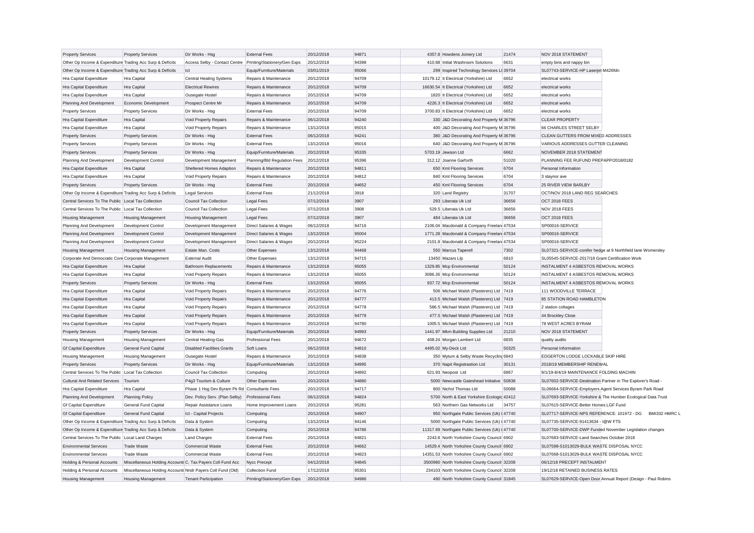| | | | | | | | | | |
|---|---|---|---|---|---|---|---|---|---|
| Property Services | Property Services | Dir Works - Hsg | External Fees | 20/12/2018 | 94871 | 4357.8 | Howdens Joinery Ltd | 21474 | NOV 2018 STATEMENT |
| Other Op Income & Expenditure | Trading Acc Surp & Deficits | Access Selby - Contact Centre | Printing/Stationery/Gen Exps | 20/12/2018 | 94398 | 410.68 | Initial Washroom Solutions | 6631 | empty bins and nappy bin |
| Other Op Income & Expenditure | Trading Acc Surp & Deficits | Ict | Equip/Furniture/Materials | 03/01/2019 | 95066 | 299 | Inspired Technology Services Lt | 39704 | SL07743-SERVICE-HP Laserjet M426fdn |
| Hra Capital Expenditure | Hra Capital | Central Heating Systems | Repairs & Maintenance | 20/12/2018 | 94709 | 10179.12 | It Electrical (Yorkshire) Ltd | 6652 | electrical works |
| Hra Capital Expenditure | Hra Capital | Electrical Rewires | Repairs & Maintenance | 20/12/2018 | 94709 | 16630.54 | It Electrical (Yorkshire) Ltd | 6652 | electrical works |
| Hra Capital Expenditure | Hra Capital | Ousegate Hostel | Repairs & Maintenance | 20/12/2018 | 94709 | 1820 | It Electrical (Yorkshire) Ltd | 6652 | electrical works |
| Planning And Development | Economic Development | Prospect Centre Mr | Repairs & Maintenance | 20/12/2018 | 94709 | 4226.3 | It Electrical (Yorkshire) Ltd | 6652 | electrical works |
| Property Services | Property Services | Dir Works - Hsg | External Fees | 20/12/2018 | 94709 | 3700.83 | It Electrical (Yorkshire) Ltd | 6652 | electrical works |
| Hra Capital Expenditure | Hra Capital | Void Property Repairs | Repairs & Maintenance | 06/12/2018 | 94240 | 330 | J&D Decorating And Property M | 36796 | CLEAR PROPERTY |
| Hra Capital Expenditure | Hra Capital | Void Property Repairs | Repairs & Maintenance | 13/12/2018 | 95015 | 400 | J&D Decorating And Property M | 36796 | 66 CHARLES STREET SELBY |
| Property Services | Property Services | Dir Works - Hsg | External Fees | 06/12/2018 | 94241 | 380 | J&D Decorating And Property M | 36796 | CLEAN GUTTERS FROM MIXED ADDRESSES |
| Property Services | Property Services | Dir Works - Hsg | External Fees | 13/12/2018 | 95016 | 640 | J&D Decorating And Property M | 36796 | VARIOUS ADDRESSES GUTTER CLEANING |
| Property Services | Property Services | Dir Works - Hsg | Equip/Furniture/Materials | 20/12/2018 | 95335 | 5703.19 | Jewson Ltd | 6662 | NOVEMBER 2018 STATEMENT |
| Planning And Development | Development Control | Development Management | Planning/Bld Regulation Fees | 20/12/2018 | 95396 | 312.12 | Joanne Garforth | 51020 | PLANNING FEE RUFUND PREPAPP/2018/0182 |
| Hra Capital Expenditure | Hra Capital | Sheltered Homes Adaption | Repairs & Maintenance | 20/12/2018 | 94811 | 650 | Kml Flooring Services | 6704 | Personal Information |
| Hra Capital Expenditure | Hra Capital | Void Property Repairs | Repairs & Maintenance | 20/12/2018 | 94812 | 840 | Kml Flooring Services | 6704 | 3 staynor ave |
| Property Services | Property Services | Dir Works - Hsg | External Fees | 20/12/2018 | 94652 | 450 | Kml Flooring Services | 6704 | 25 RIVER VIEW BARLBY |
| Other Op Income & Expenditure | Trading Acc Surp & Deficits | Legal Services | External Fees | 21/12/2018 | 3918 | 320 | Land Registry | 31707 | OCT/NOV 2018 LAND REG SEARCHES |
| Central Services To The Public | Local Tax Collection | Council Tax Collection | Legal Fees | 07/12/2018 | 3907 | 293 | Liberata Uk Ltd | 36656 | OCT 2018 FEES |
| Central Services To The Public | Local Tax Collection | Council Tax Collection | Legal Fees | 07/12/2018 | 3908 | 529.5 | Liberata Uk Ltd | 36656 | NOV 2018 FEES |
| Housing Management | Housing Management | Housing Management | Legal Fees | 07/12/2018 | 3907 | 484 | Liberata Uk Ltd | 36656 | OCT 2018 FEES |
| Planning And Development | Development Control | Development Management | Direct Salaries & Wages | 06/12/2018 | 94716 | 2106.04 | Macdonald & Company Freelan | 47534 | SP00016-SERVICE |
| Planning And Development | Development Control | Development Management | Direct Salaries & Wages | 13/12/2018 | 95004 | 1771.28 | Macdonald & Company Freelan | 47534 | SP00016-SERVICE |
| Planning And Development | Development Control | Development Management | Direct Salaries & Wages | 20/12/2018 | 95224 | 2101.8 | Macdonald & Company Freelan | 47534 | SP00016-SERVICE |
| Housing Management | Housing Management | Estate Man. Costs | Other Expenses | 13/12/2018 | 94468 | 550 | Marcus Taperell | 7302 | SL07321-SERVICE-conifer hedge at 9 Northfield lane Womersley |
| Corporate And Democratic Core | Corporate Management | External Audit | Other Expenses | 13/12/2018 | 94715 | 13450 | Mazars Llp | 6810 | SL05545-SERVICE-2017/18 Grant Certification Work |
| Hra Capital Expenditure | Hra Capital | Bathroom Replacements | Repairs & Maintenance | 13/12/2018 | 95055 | 1329.85 | Mcp Environmental | 50124 | INSTALMENT 4 ASBESTOS REMOVAL WORKS |
| Hra Capital Expenditure | Hra Capital | Void Property Repairs | Repairs & Maintenance | 13/12/2018 | 95055 | 3086.26 | Mcp Environmental | 50124 | INSTALMENT 4 ASBESTOS REMOVAL WORKS |
| Property Services | Property Services | Dir Works - Hsg | External Fees | 13/12/2018 | 95055 | 937.72 | Mcp Environmental | 50124 | INSTALMENT 4 ASBESTOS REMOVAL WORKS |
| Hra Capital Expenditure | Hra Capital | Void Property Repairs | Repairs & Maintenance | 20/12/2018 | 94776 | 506 | Michael Walsh (Plasterers) Ltd | 7419 | 111 WOODVILLE TERRACE |
| Hra Capital Expenditure | Hra Capital | Void Property Repairs | Repairs & Maintenance | 20/12/2018 | 94777 | 413.5 | Michael Walsh (Plasterers) Ltd | 7419 | 85 STATION ROAD HAMBLETON |
| Hra Capital Expenditure | Hra Capital | Void Property Repairs | Repairs & Maintenance | 20/12/2018 | 94778 | 586.5 | Michael Walsh (Plasterers) Ltd | 7419 | 2 station coltages |
| Hra Capital Expenditure | Hra Capital | Void Property Repairs | Repairs & Maintenance | 20/12/2018 | 94779 | 477.5 | Michael Walsh (Plasterers) Ltd | 7419 | 44 Brockley Close |
| Hra Capital Expenditure | Hra Capital | Void Property Repairs | Repairs & Maintenance | 20/12/2018 | 94780 | 1005.5 | Michael Walsh (Plasterers) Ltd | 7419 | 78 WEST ACRES BYRAM |
| Property Services | Property Services | Dir Works - Hsg | Equip/Furniture/Materials | 20/12/2018 | 94993 | 1441.97 | Mkm Building Supplies Ltd | 21210 | NOV 2018 STATEMENT |
| Housing Management | Housing Management | Central Heating-Gas | Professional Fees | 20/12/2018 | 94672 | 408.24 | Morgan Lambert Ltd | 6835 | quality audits |
| Gf Capital Expenditure | General Fund Capital | Disabled Facilities Grants | Soft Loans | 06/12/2018 | 94810 | 4495.02 | My-Deck Ltd | 50325 | Personal Information |
| Housing Management | Housing Management | Ousegate Hostel | Repairs & Maintenance | 20/12/2018 | 94838 | 350 | Mytum & Selby Waste Recycling | 6843 | EDGERTON LODGE LOCKABLE SKIP HIRE |
| Property Services | Property Services | Dir Works - Hsg | Equip/Furniture/Materials | 13/12/2018 | 94995 | 370 | Napit Registrastion Ltd | 30131 | 2018/19 MEMBERSHIP RENEWAL |
| Central Services To The Public | Local Tax Collection | Council Tax Collection | Computing | 20/12/2018 | 94892 | 621.93 | Neopost Ltd | 6867 | 9/1/19-8/4/19 MAINTENANCE FOLDING MACHIN |
| Cultural And Related Services | Tourism | P4g3 Tourism & Culture | Other Expenses | 20/12/2018 | 94880 | 5000 | Newcastle Gateshead Initiative | 50838 | SL07602-SERVICE-Destination Partner in The Explorer's Road - |
| Hra Capital Expenditure | Hra Capital | Phase 1 Hsg Dev Byram Pk Rd | Consultants Fees | 20/12/2018 | 94717 | 800 | Nichol Thomas Ltd | 50088 | SL06664-SERVICE-Employers Agent Services Byram Park Road |
| Planning And Development | Planning Policy | Dev. Policy Serv. (Plan Selby) | Professional Fees | 06/12/2018 | 94824 | 5700 | North & East Yorkshire Ecologic | 42412 | SL07693-SERVICE-Yorkshire & The Humber Ecological Data Trust |
| Gf Capital Expenditure | General Fund Capital | Repair Assistance Loans | Home Improvement Loans | 20/12/2018 | 95281 | 563 | Northern Gas Networks Ltd | 34757 | SL07615-SERVICE-Better Homes LGF Fund |
| Gf Capital Expenditure | General Fund Capital | Ict - Capital Projects | Computing | 20/12/2018 | 94907 | 950 | Northgate Public Services (Uk) L | 47740 | SL07717-SERVICE-NPS REFERENCE: 101972 - DG BMI332 HMRC L |
| Other Op Income & Expenditure | Trading Acc Surp & Deficits | Data & System | Computing | 13/12/2018 | 94146 | 5000 | Northgate Public Services (Uk) L | 47740 | SL07735-SERVICE-91413634 - I@W FTS |
| Other Op Income & Expenditure | Trading Acc Surp & Deficits | Data & System | Computing | 20/12/2018 | 94786 | 11317.69 | Northgate Public Services (Uk) L | 47740 | SL07700-SERVICE-DWP Funded November Legislation changes |
| Central Services To The Public | Local Land Charges | Land Charges | External Fees | 20/12/2018 | 94821 | 2243.8 | North Yorkshire County Council | 6902 | SL07683-SERVICE-Land Searches October 2018 |
| Environmental Services | Trade Waste | Commercial Waste | External Fees | 20/12/2018 | 94662 | 14529.4 | North Yorkshire County Council | 6902 | SL07598-S1013029-BULK WASTE DISPOSAL NYCC |
| Environmental Services | Trade Waste | Commercial Waste | External Fees | 20/12/2018 | 94823 | 14351.53 | North Yorkshire County Council | 6902 | SL07668-S1013029-BULK WASTE DISPOSAL NYCC |
| Holding & Personal Accounts | Miscellaneous Holding Accounts | C. Tax Payers Coll Fund Acc | Nycc Precept | 04/12/2018 | 94845 | 3500980 | North Yorkshire County Council | 32208 | 06/12/18 PRECEPT INSTALMENT |
| Holding & Personal Accounts | Miscellaneous Holding Accounts | Nndr Payers Coll Fund (Old) | Collection Fund | 17/12/2018 | 95301 | 234103 | North Yorkshire County Council | 32208 | 19/12/18 RETAINED BUSINESS RATES |
| Housing Management | Housing Management | Tenant Participation | Printing/Stationery/Gen Exps | 20/12/2018 | 94986 | 490 | North Yorkshire County Council | 31845 | SL07629-SERVICE-Open Door Annual Report (Design - Paul Robins |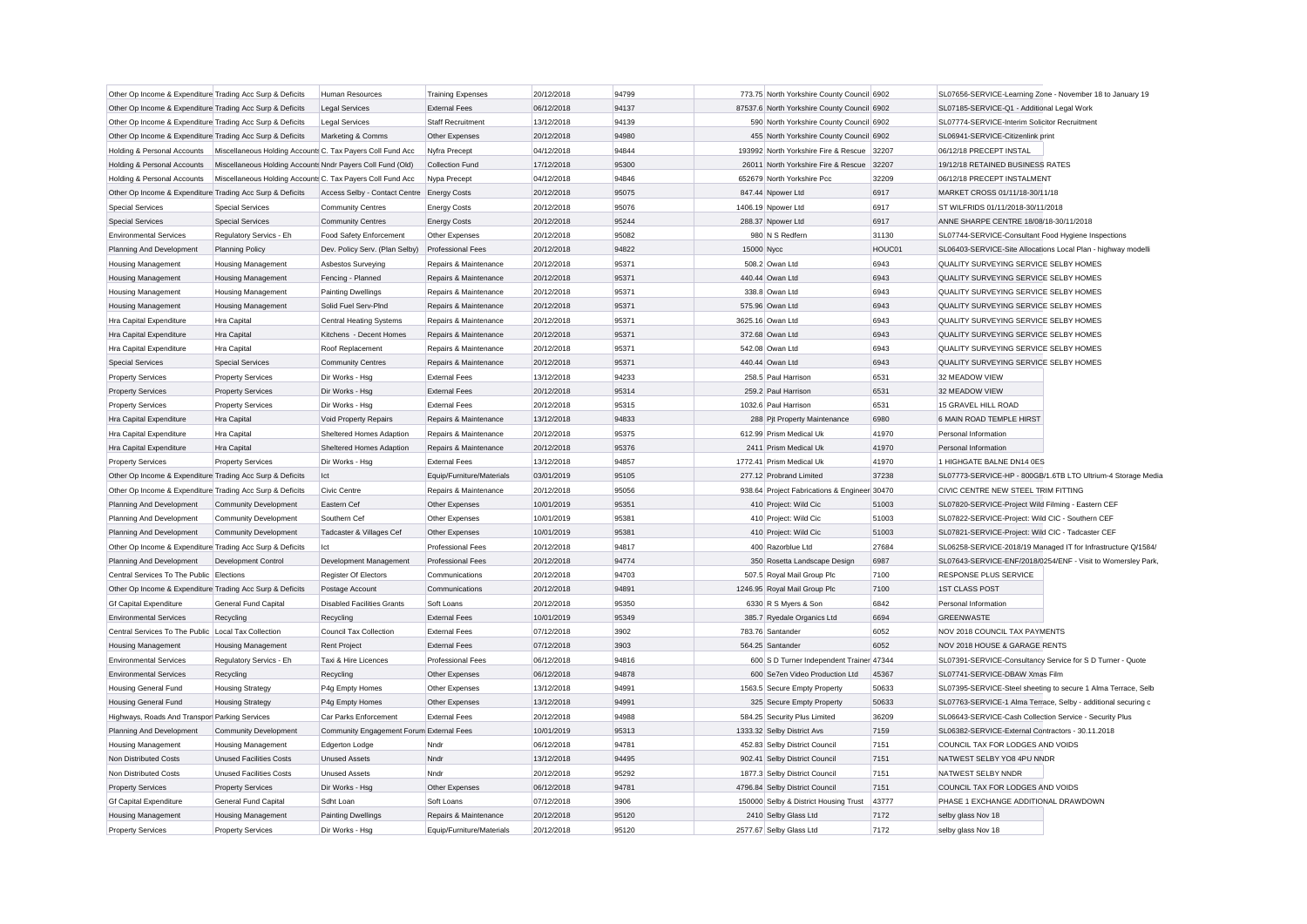| | | | | | | | | | |
|---|---|---|---|---|---|---|---|---|---|
| Other Op Income & Expenditure | Trading Acc Surp & Deficits | Human Resources | Training Expenses | 20/12/2018 | 94799 | 773.75 | North Yorkshire County Council | 6902 | SL07656-SERVICE-Learning Zone - November 18 to January 19 |
| Other Op Income & Expenditure | Trading Acc Surp & Deficits | Legal Services | External Fees | 06/12/2018 | 94137 | 87537.6 | North Yorkshire County Council | 6902 | SL07185-SERVICE-Q1 - Additional Legal Work |
| Other Op Income & Expenditure | Trading Acc Surp & Deficits | Legal Services | Staff Recruitment | 13/12/2018 | 94139 | 590 | North Yorkshire County Council | 6902 | SL07774-SERVICE-Interim Solicitor Recruitment |
| Other Op Income & Expenditure | Trading Acc Surp & Deficits | Marketing & Comms | Other Expenses | 20/12/2018 | 94980 | 455 | North Yorkshire County Council | 6902 | SL06941-SERVICE-Citizenlink print |
| Holding & Personal Accounts | Miscellaneous Holding Accounts | C. Tax Payers Coll Fund Acc | Nyfra Precept | 04/12/2018 | 94844 | 193992 | North Yorkshire Fire & Rescue | 32207 | 06/12/18 PRECEPT INSTAL |
| Holding & Personal Accounts | Miscellaneous Holding Accounts | Nndr Payers Coll Fund (Old) | Collection Fund | 17/12/2018 | 95300 | 26011 | North Yorkshire Fire & Rescue | 32207 | 19/12/18 RETAINED BUSINESS RATES |
| Holding & Personal Accounts | Miscellaneous Holding Accounts | C. Tax Payers Coll Fund Acc | Nypa Precept | 04/12/2018 | 94846 | 652679 | North Yorkshire Pcc | 32209 | 06/12/18 PRECEPT INSTALMENT |
| Other Op Income & Expenditure | Trading Acc Surp & Deficits | Access Selby - Contact Centre | Energy Costs | 20/12/2018 | 95075 | 847.44 | Npower Ltd | 6917 | MARKET CROSS 01/11/18-30/11/18 |
| Special Services | Special Services | Community Centres | Energy Costs | 20/12/2018 | 95076 | 1406.19 | Npower Ltd | 6917 | ST WILFRIDS 01/11/2018-30/11/2018 |
| Special Services | Special Services | Community Centres | Energy Costs | 20/12/2018 | 95244 | 288.37 | Npower Ltd | 6917 | ANNE SHARPE CENTRE 18/08/18-30/11/2018 |
| Environmental Services | Regulatory Servics - Eh | Food Safety Enforcement | Other Expenses | 20/12/2018 | 95082 | 980 | N S Redfern | 31130 | SL07744-SERVICE-Consultant Food Hygiene Inspections |
| Planning And Development | Planning Policy | Dev. Policy Serv. (Plan Selby) | Professional Fees | 20/12/2018 | 94822 | 15000 | Nycc | HOUC01 | SL06403-SERVICE-Site Allocations Local Plan - highway modelli |
| Housing Management | Housing Management | Asbestos Surveying | Repairs & Maintenance | 20/12/2018 | 95371 | 508.2 | Owan Ltd | 6943 | QUALITY SURVEYING SERVICE SELBY HOMES |
| Housing Management | Housing Management | Fencing - Planned | Repairs & Maintenance | 20/12/2018 | 95371 | 440.44 | Owan Ltd | 6943 | QUALITY SURVEYING SERVICE SELBY HOMES |
| Housing Management | Housing Management | Painting Dwellings | Repairs & Maintenance | 20/12/2018 | 95371 | 338.8 | Owan Ltd | 6943 | QUALITY SURVEYING SERVICE SELBY HOMES |
| Housing Management | Housing Management | Solid Fuel Serv-Plnd | Repairs & Maintenance | 20/12/2018 | 95371 | 575.96 | Owan Ltd | 6943 | QUALITY SURVEYING SERVICE SELBY HOMES |
| Hra Capital Expenditure | Hra Capital | Central Heating Systems | Repairs & Maintenance | 20/12/2018 | 95371 | 3625.16 | Owan Ltd | 6943 | QUALITY SURVEYING SERVICE SELBY HOMES |
| Hra Capital Expenditure | Hra Capital | Kitchens - Decent Homes | Repairs & Maintenance | 20/12/2018 | 95371 | 372.68 | Owan Ltd | 6943 | QUALITY SURVEYING SERVICE SELBY HOMES |
| Hra Capital Expenditure | Hra Capital | Roof Replacement | Repairs & Maintenance | 20/12/2018 | 95371 | 542.08 | Owan Ltd | 6943 | QUALITY SURVEYING SERVICE SELBY HOMES |
| Special Services | Special Services | Community Centres | Repairs & Maintenance | 20/12/2018 | 95371 | 440.44 | Owan Ltd | 6943 | QUALITY SURVEYING SERVICE SELBY HOMES |
| Property Services | Property Services | Dir Works - Hsg | External Fees | 13/12/2018 | 94233 | 258.5 | Paul Harrison | 6531 | 32 MEADOW VIEW |
| Property Services | Property Services | Dir Works - Hsg | External Fees | 20/12/2018 | 95314 | 259.2 | Paul Harrison | 6531 | 32 MEADOW VIEW |
| Property Services | Property Services | Dir Works - Hsg | External Fees | 20/12/2018 | 95315 | 1032.6 | Paul Harrison | 6531 | 15 GRAVEL HILL ROAD |
| Hra Capital Expenditure | Hra Capital | Void Property Repairs | Repairs & Maintenance | 13/12/2018 | 94833 | 288 | Pjt Property Maintenance | 6980 | 6 MAIN ROAD TEMPLE HIRST |
| Hra Capital Expenditure | Hra Capital | Sheltered Homes Adaption | Repairs & Maintenance | 20/12/2018 | 95375 | 612.99 | Prism Medical Uk | 41970 | Personal Information |
| Hra Capital Expenditure | Hra Capital | Sheltered Homes Adaption | Repairs & Maintenance | 20/12/2018 | 95376 | 2411 | Prism Medical Uk | 41970 | Personal Information |
| Property Services | Property Services | Dir Works - Hsg | External Fees | 13/12/2018 | 94857 | 1772.41 | Prism Medical Uk | 41970 | 1 HIGHGATE BALNE DN14 0ES |
| Other Op Income & Expenditure | Trading Acc Surp & Deficits | Ict | Equip/Furniture/Materials | 03/01/2019 | 95105 | 277.12 | Probrand Limited | 37238 | SL07773-SERVICE-HP - 800GB/1.6TB LTO Ultrium-4 Storage Media |
| Other Op Income & Expenditure | Trading Acc Surp & Deficits | Civic Centre | Repairs & Maintenance | 20/12/2018 | 95056 | 938.64 | Project Fabrications & Engineer | 30470 | CIVIC CENTRE NEW STEEL TRIM FITTING |
| Planning And Development | Community Development | Eastern Cef | Other Expenses | 10/01/2019 | 95351 | 410 | Project: Wild Cic | 51003 | SL07820-SERVICE-Project Wild Filming - Eastern CEF |
| Planning And Development | Community Development | Southern Cef | Other Expenses | 10/01/2019 | 95381 | 410 | Project: Wild Cic | 51003 | SL07822-SERVICE-Project: Wild CIC - Southern CEF |
| Planning And Development | Community Development | Tadcaster & Villages Cef | Other Expenses | 10/01/2019 | 95381 | 410 | Project: Wild Cic | 51003 | SL07821-SERVICE-Project: Wild CIC - Tadcaster CEF |
| Other Op Income & Expenditure | Trading Acc Surp & Deficits | Ict | Professional Fees | 20/12/2018 | 94817 | 400 | Razorblue Ltd | 27684 | SL06258-SERVICE-2018/19 Managed IT for Infrastructure Q/1584/ |
| Planning And Development | Development Control | Development Management | Professional Fees | 20/12/2018 | 94774 | 350 | Rosetta Landscape Design | 6987 | SL07643-SERVICE-ENF/2018/0254/ENF - Visit to Womersley Park, |
| Central Services To The Public | Elections | Register Of Electors | Communications | 20/12/2018 | 94703 | 507.5 | Royal Mail Group Plc | 7100 | RESPONSE PLUS SERVICE |
| Other Op Income & Expenditure | Trading Acc Surp & Deficits | Postage Account | Communications | 20/12/2018 | 94891 | 1246.95 | Royal Mail Group Plc | 7100 | 1ST CLASS POST |
| Gf Capital Expenditure | General Fund Capital | Disabled Facilities Grants | Soft Loans | 20/12/2018 | 95350 | 6330 | R S Myers & Son | 6842 | Personal Information |
| Environmental Services | Recycling | Recycling | External Fees | 10/01/2019 | 95349 | 385.7 | Ryedale Organics Ltd | 6694 | GREENWASTE |
| Central Services To The Public | Local Tax Collection | Council Tax Collection | External Fees | 07/12/2018 | 3902 | 783.76 | Santander | 6052 | NOV 2018 COUNCIL TAX PAYMENTS |
| Housing Management | Housing Management | Rent Project | External Fees | 07/12/2018 | 3903 | 564.25 | Santander | 6052 | NOV 2018 HOUSE & GARAGE RENTS |
| Environmental Services | Regulatory Servics - Eh | Taxi & Hire Licences | Professional Fees | 06/12/2018 | 94816 | 600 | S D Turner Independent Trainer | 47344 | SL07391-SERVICE-Consultancy Service for S D Turner - Quote |
| Environmental Services | Recycling | Recycling | Other Expenses | 06/12/2018 | 94878 | 600 | Se7en Video Production Ltd | 45367 | SL07741-SERVICE-DBAW Xmas Film |
| Housing General Fund | Housing Strategy | P4g Empty Homes | Other Expenses | 13/12/2018 | 94991 | 1563.5 | Secure Empty Property | 50633 | SL07395-SERVICE-Steel sheeting to secure 1 Alma Terrace, Selb |
| Housing General Fund | Housing Strategy | P4g Empty Homes | Other Expenses | 13/12/2018 | 94991 | 325 | Secure Empty Property | 50633 | SL07763-SERVICE-1 Alma Terrace, Selby - additional securing c |
| Highways, Roads And Transport | Parking Services | Car Parks Enforcement | External Fees | 20/12/2018 | 94988 | 584.25 | Security Plus Limited | 36209 | SL06643-SERVICE-Cash Collection Service - Security Plus |
| Planning And Development | Community Development | Community Engagement Forum | External Fees | 10/01/2019 | 95313 | 1333.32 | Selby District Avs | 7159 | SL06382-SERVICE-External Contractors - 30.11.2018 |
| Housing Management | Housing Management | Edgerton Lodge | Nndr | 06/12/2018 | 94781 | 452.83 | Selby District Council | 7151 | COUNCIL TAX FOR LODGES AND VOIDS |
| Non Distributed Costs | Unused Facilities Costs | Unused Assets | Nndr | 13/12/2018 | 94495 | 902.41 | Selby District Council | 7151 | NATWEST SELBY YO8 4PU NNDR |
| Non Distributed Costs | Unused Facilities Costs | Unused Assets | Nndr | 20/12/2018 | 95292 | 1877.3 | Selby District Council | 7151 | NATWEST SELBY NNDR |
| Property Services | Property Services | Dir Works - Hsg | Other Expenses | 06/12/2018 | 94781 | 4796.84 | Selby District Council | 7151 | COUNCIL TAX FOR LODGES AND VOIDS |
| Gf Capital Expenditure | General Fund Capital | Sdht Loan | Soft Loans | 07/12/2018 | 3906 | 150000 | Selby & District Housing Trust | 43777 | PHASE 1 EXCHANGE ADDITIONAL DRAWDOWN |
| Housing Management | Housing Management | Painting Dwellings | Repairs & Maintenance | 20/12/2018 | 95120 | 2410 | Selby Glass Ltd | 7172 | selby glass Nov 18 |
| Property Services | Property Services | Dir Works - Hsg | Equip/Furniture/Materials | 20/12/2018 | 95120 | 2577.67 | Selby Glass Ltd | 7172 | selby glass Nov 18 |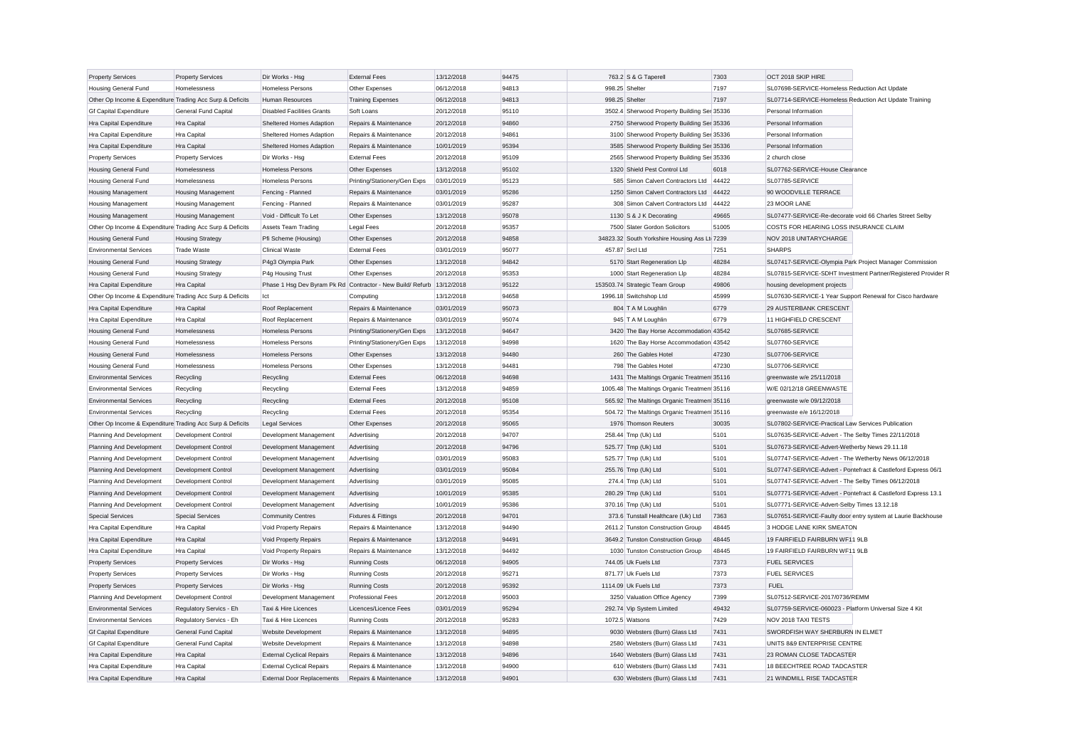| | | | | | | | | |
|---|---|---|---|---|---|---|---|---|
| Property Services | Property Services | Dir Works - Hsg | External Fees | 13/12/2018 | 94475 | 763.2 S & G Taperell | 7303 | OCT 2018 SKIP HIRE |
| Housing General Fund | Homelessness | Homeless Persons | Other Expenses | 06/12/2018 | 94813 | 998.25 Shelter | 7197 | SL07698-SERVICE-Homeless Reduction Act Update |
| Other Op Income & Expenditure | Trading Acc Surp & Deficits | Human Resources | Training Expenses | 06/12/2018 | 94813 | 998.25 Shelter | 7197 | SL07714-SERVICE-Homeless Reduction Act Update Training |
| Gf Capital Expenditure | General Fund Capital | Disabled Facilities Grants | Soft Loans | 20/12/2018 | 95110 | 3502.4 Sherwood Property Building Ser | 35336 | Personal Information |
| Hra Capital Expenditure | Hra Capital | Sheltered Homes Adaption | Repairs & Maintenance | 20/12/2018 | 94860 | 2750 Sherwood Property Building Ser | 35336 | Personal Information |
| Hra Capital Expenditure | Hra Capital | Sheltered Homes Adaption | Repairs & Maintenance | 20/12/2018 | 94861 | 3100 Sherwood Property Building Ser | 35336 | Personal Information |
| Hra Capital Expenditure | Hra Capital | Sheltered Homes Adaption | Repairs & Maintenance | 10/01/2019 | 95394 | 3585 Sherwood Property Building Ser | 35336 | Personal Information |
| Property Services | Property Services | Dir Works - Hsg | External Fees | 20/12/2018 | 95109 | 2565 Sherwood Property Building Ser | 35336 | 2 church close |
| Housing General Fund | Homelessness | Homeless Persons | Other Expenses | 13/12/2018 | 95102 | 1320 Shield Pest Control Ltd | 6018 | SL07762-SERVICE-House Clearance |
| Housing General Fund | Homelessness | Homeless Persons | Printing/Stationery/Gen Exps | 03/01/2019 | 95123 | 585 Simon Calvert Contractors Ltd | 44422 | SL07785-SERVICE |
| Housing Management | Housing Management | Fencing - Planned | Repairs & Maintenance | 03/01/2019 | 95286 | 1250 Simon Calvert Contractors Ltd | 44422 | 90 WOODVILLE TERRACE |
| Housing Management | Housing Management | Fencing - Planned | Repairs & Maintenance | 03/01/2019 | 95287 | 308 Simon Calvert Contractors Ltd | 44422 | 23 MOOR LANE |
| Housing Management | Housing Management | Void - Difficult To Let | Other Expenses | 13/12/2018 | 95078 | 1130 S & J K Decorating | 49665 | SL07477-SERVICE-Re-decorate void 66 Charles Street Selby |
| Other Op Income & Expenditure | Trading Acc Surp & Deficits | Assets Team Trading | Legal Fees | 20/12/2018 | 95357 | 7500 Slater Gordon Solicitors | 51005 | COSTS FOR HEARING LOSS INSURANCE CLAIM |
| Housing General Fund | Housing Strategy | Pfi Scheme (Housing) | Other Expenses | 20/12/2018 | 94858 | 34823.32 South Yorkshire Housing Ass Lt | 7239 | NOV 2018 UNITARYCHARGE |
| Environmental Services | Trade Waste | Clinical Waste | External Fees | 03/01/2019 | 95077 | 457.87 Srcl Ltd | 7251 | SHARPS |
| Housing General Fund | Housing Strategy | P4g3 Olympia Park | Other Expenses | 13/12/2018 | 94842 | 5170 Start Regeneration Llp | 48284 | SL07417-SERVICE-Olympia Park Project Manager Commission |
| Housing General Fund | Housing Strategy | P4g Housing Trust | Other Expenses | 20/12/2018 | 95353 | 1000 Start Regeneration Llp | 48284 | SL07815-SERVICE-SDHT Investment Partner/Registered Provider R |
| Hra Capital Expenditure | Hra Capital | Phase 1 Hsg Dev Byram Pk Rd | Contractor - New Build/ Refurb | 13/12/2018 | 95122 | 153503.74 Strategic Team Group | 49806 | housing development projects |
| Other Op Income & Expenditure | Trading Acc Surp & Deficits | Ict | Computing | 13/12/2018 | 94658 | 1996.18 Switchshop Ltd | 45999 | SL07630-SERVICE-1 Year Support Renewal for Cisco hardware |
| Hra Capital Expenditure | Hra Capital | Roof Replacement | Repairs & Maintenance | 03/01/2019 | 95073 | 804 T A M Loughlin | 6779 | 29 AUSTERBANK CRESCENT |
| Hra Capital Expenditure | Hra Capital | Roof Replacement | Repairs & Maintenance | 03/01/2019 | 95074 | 945 T A M Loughlin | 6779 | 11 HIGHFIELD CRESCENT |
| Housing General Fund | Homelessness | Homeless Persons | Printing/Stationery/Gen Exps | 13/12/2018 | 94647 | 3420 The Bay Horse Accommodation | 43542 | SL07685-SERVICE |
| Housing General Fund | Homelessness | Homeless Persons | Printing/Stationery/Gen Exps | 13/12/2018 | 94998 | 1620 The Bay Horse Accommodation | 43542 | SL07760-SERVICE |
| Housing General Fund | Homelessness | Homeless Persons | Other Expenses | 13/12/2018 | 94480 | 260 The Gables Hotel | 47230 | SL07706-SERVICE |
| Housing General Fund | Homelessness | Homeless Persons | Other Expenses | 13/12/2018 | 94481 | 798 The Gables Hotel | 47230 | SL07706-SERVICE |
| Environmental Services | Recycling | Recycling | External Fees | 06/12/2018 | 94698 | 1431 The Maltings Organic Treatment | 35116 | greenwaste w/e 25/11/2018 |
| Environmental Services | Recycling | Recycling | External Fees | 13/12/2018 | 94859 | 1005.48 The Maltings Organic Treatment | 35116 | W/E 02/12/18 GREENWASTE |
| Environmental Services | Recycling | Recycling | External Fees | 20/12/2018 | 95108 | 565.92 The Maltings Organic Treatment | 35116 | greenwaste w/e 09/12/2018 |
| Environmental Services | Recycling | Recycling | External Fees | 20/12/2018 | 95354 | 504.72 The Maltings Organic Treatment | 35116 | greenwaste e/e 16/12/2018 |
| Other Op Income & Expenditure | Trading Acc Surp & Deficits | Legal Services | Other Expenses | 20/12/2018 | 95065 | 1976 Thomson Reuters | 30035 | SL07802-SERVICE-Practical Law Services Publication |
| Planning And Development | Development Control | Development Management | Advertising | 20/12/2018 | 94707 | 258.44 Tmp (Uk) Ltd | 5101 | SL07635-SERVICE-Advert - The Selby Times 22/11/2018 |
| Planning And Development | Development Control | Development Management | Advertising | 20/12/2018 | 94796 | 525.77 Tmp (Uk) Ltd | 5101 | SL07673-SERVICE-Advert-Wetherby News 29.11.18 |
| Planning And Development | Development Control | Development Management | Advertising | 03/01/2019 | 95083 | 525.77 Tmp (Uk) Ltd | 5101 | SL07747-SERVICE-Advert - The Wetherby News 06/12/2018 |
| Planning And Development | Development Control | Development Management | Advertising | 03/01/2019 | 95084 | 255.76 Tmp (Uk) Ltd | 5101 | SL07747-SERVICE-Advert - Pontefract & Castleford Express 06/1 |
| Planning And Development | Development Control | Development Management | Advertising | 03/01/2019 | 95085 | 274.4 Tmp (Uk) Ltd | 5101 | SL07747-SERVICE-Advert - The Selby Times 06/12/2018 |
| Planning And Development | Development Control | Development Management | Advertising | 10/01/2019 | 95385 | 280.29 Tmp (Uk) Ltd | 5101 | SL07771-SERVICE-Advert - Pontefract & Castleford Express 13.1 |
| Planning And Development | Development Control | Development Management | Advertising | 10/01/2019 | 95386 | 370.16 Tmp (Uk) Ltd | 5101 | SL07771-SERVICE-Advert-Selby Times 13.12.18 |
| Special Services | Special Services | Community Centres | Fixtures & Fittings | 20/12/2018 | 94701 | 373.6 Tunstall Healthcare (Uk) Ltd | 7363 | SL07651-SERVICE-Faulty door entry system at Laurie Backhouse |
| Hra Capital Expenditure | Hra Capital | Void Property Repairs | Repairs & Maintenance | 13/12/2018 | 94490 | 2611.2 Tunston Construction Group | 48445 | 3 HODGE LANE KIRK SMEATON |
| Hra Capital Expenditure | Hra Capital | Void Property Repairs | Repairs & Maintenance | 13/12/2018 | 94491 | 3649.2 Tunston Construction Group | 48445 | 19 FAIRFIELD FAIRBURN WF11 9LB |
| Hra Capital Expenditure | Hra Capital | Void Property Repairs | Repairs & Maintenance | 13/12/2018 | 94492 | 1030 Tunston Construction Group | 48445 | 19 FAIRFIELD FAIRBURN WF11 9LB |
| Property Services | Property Services | Dir Works - Hsg | Running Costs | 06/12/2018 | 94905 | 744.05 Uk Fuels Ltd | 7373 | FUEL SERVICES |
| Property Services | Property Services | Dir Works - Hsg | Running Costs | 20/12/2018 | 95271 | 871.77 Uk Fuels Ltd | 7373 | FUEL SERVICES |
| Property Services | Property Services | Dir Works - Hsg | Running Costs | 20/12/2018 | 95392 | 1114.09 Uk Fuels Ltd | 7373 | FUEL |
| Planning And Development | Development Control | Development Management | Professional Fees | 20/12/2018 | 95003 | 3250 Valuation Office Agency | 7399 | SL07512-SERVICE-2017/0736/REMM |
| Environmental Services | Regulatory Servics - Eh | Taxi & Hire Licences | Licences/Licence Fees | 03/01/2019 | 95294 | 292.74 Vip System Limited | 49432 | SL07759-SERVICE-060023 - Platform Universal Size 4 Kit |
| Environmental Services | Regulatory Servics - Eh | Taxi & Hire Licences | Running Costs | 20/12/2018 | 95283 | 1072.5 Watsons | 7429 | NOV 2018 TAXI TESTS |
| Gf Capital Expenditure | General Fund Capital | Website Development | Repairs & Maintenance | 13/12/2018 | 94895 | 9030 Websters (Burn) Glass Ltd | 7431 | SWORDFISH WAY SHERBURN IN ELMET |
| Gf Capital Expenditure | General Fund Capital | Website Development | Repairs & Maintenance | 13/12/2018 | 94898 | 2580 Websters (Burn) Glass Ltd | 7431 | UNITS 8&9 ENTERPRISE CENTRE |
| Hra Capital Expenditure | Hra Capital | External Cyclical Repairs | Repairs & Maintenance | 13/12/2018 | 94896 | 1640 Websters (Burn) Glass Ltd | 7431 | 23 ROMAN CLOSE TADCASTER |
| Hra Capital Expenditure | Hra Capital | External Cyclical Repairs | Repairs & Maintenance | 13/12/2018 | 94900 | 610 Websters (Burn) Glass Ltd | 7431 | 18 BEECHTREE ROAD TADCASTER |
| Hra Capital Expenditure | Hra Capital | External Door Replacements | Repairs & Maintenance | 13/12/2018 | 94901 | 630 Websters (Burn) Glass Ltd | 7431 | 21 WINDMILL RISE TADCASTER |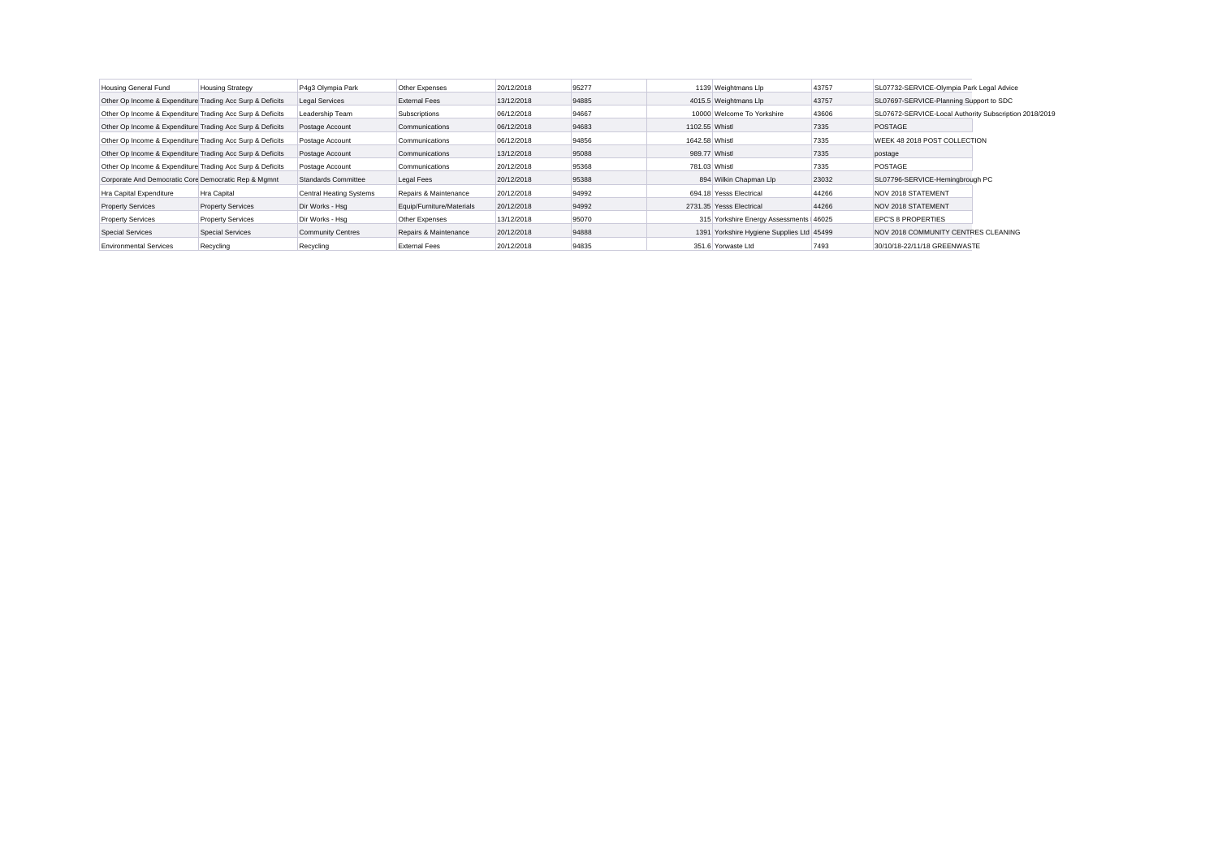| | | | | | | | | | |
|---|---|---|---|---|---|---|---|---|---|
| Housing General Fund | Housing Strategy | P4g3 Olympia Park | Other Expenses | 20/12/2018 | 95277 | 1139 | Weightmans Llp | 43757 | SL07732-SERVICE-Olympia Park Legal Advice |
| Other Op Income & Expenditure | Trading Acc Surp & Deficits | Legal Services | External Fees | 13/12/2018 | 94885 | 4015.5 | Weightmans Llp | 43757 | SL07697-SERVICE-Planning Support to SDC |
| Other Op Income & Expenditure | Trading Acc Surp & Deficits | Leadership Team | Subscriptions | 06/12/2018 | 94667 | 10000 | Welcome To Yorkshire | 43606 | SL07672-SERVICE-Local Authority Subscription 2018/2019 |
| Other Op Income & Expenditure | Trading Acc Surp & Deficits | Postage Account | Communications | 06/12/2018 | 94683 | 1102.55 | Whistl | 7335 | POSTAGE |
| Other Op Income & Expenditure | Trading Acc Surp & Deficits | Postage Account | Communications | 06/12/2018 | 94856 | 1642.58 | Whistl | 7335 | WEEK 48 2018 POST COLLECTION |
| Other Op Income & Expenditure | Trading Acc Surp & Deficits | Postage Account | Communications | 13/12/2018 | 95088 | 989.77 | Whistl | 7335 | postage |
| Other Op Income & Expenditure | Trading Acc Surp & Deficits | Postage Account | Communications | 20/12/2018 | 95368 | 781.03 | Whistl | 7335 | POSTAGE |
| Corporate And Democratic Core | Democratic Rep & Mgmnt | Standards Committee | Legal Fees | 20/12/2018 | 95388 | 894 | Wilkin Chapman Llp | 23032 | SL07796-SERVICE-Hemingbrough PC |
| Hra Capital Expenditure | Hra Capital | Central Heating Systems | Repairs & Maintenance | 20/12/2018 | 94992 | 694.18 | Yesss Electrical | 44266 | NOV 2018 STATEMENT |
| Property Services | Property Services | Dir Works - Hsg | Equip/Furniture/Materials | 20/12/2018 | 94992 | 2731.35 | Yesss Electrical | 44266 | NOV 2018 STATEMENT |
| Property Services | Property Services | Dir Works - Hsg | Other Expenses | 13/12/2018 | 95070 | 315 | Yorkshire Energy Assessments | 46025 | EPC'S 8 PROPERTIES |
| Special Services | Special Services | Community Centres | Repairs & Maintenance | 20/12/2018 | 94888 | 1391 | Yorkshire Hygiene Supplies Ltd | 45499 | NOV 2018 COMMUNITY CENTRES CLEANING |
| Environmental Services | Recycling | Recycling | External Fees | 20/12/2018 | 94835 | 351.6 | Yorwaste Ltd | 7493 | 30/10/18-22/11/18 GREENWASTE |